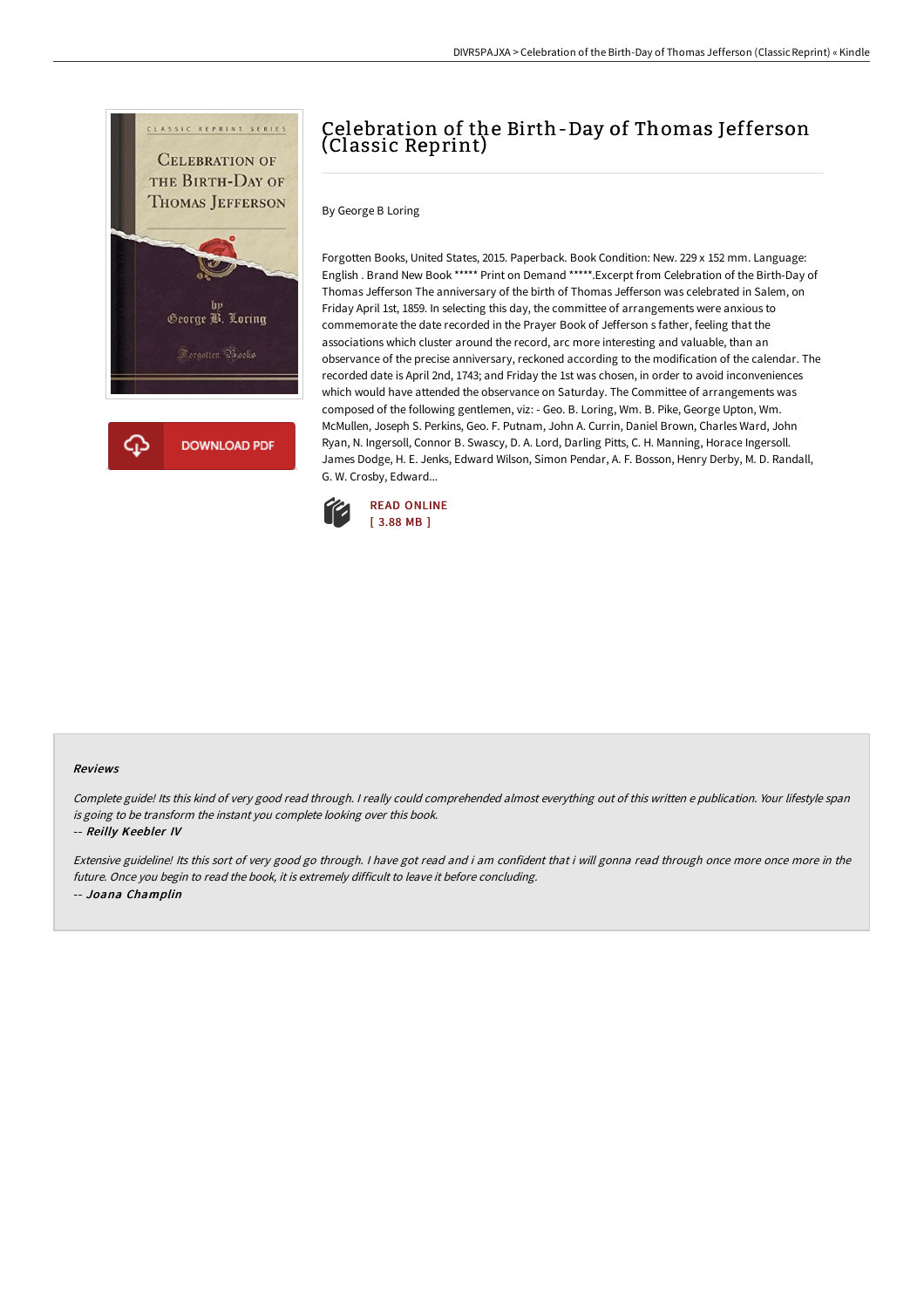# Celebration of the Birth-Day of Thomas Jefferson (Classic Reprint)

By George B Loring

Forgotten Books, United States, 2015. Paperback. Book Condition: New. 229 x 152 mm. Language: English . Brand New Book ***** Print on Demand *****.Excerpt from Celebration of the Birth-Day of Thomas Jefferson The anniversary of the birth of Thomas Jefferson was celebrated in Salem, on Friday April 1st, 1859. In selecting this day, the committee of arrangements were anxious to commemorate the date recorded in the Prayer Book of Jefferson s father, feeling that the associations which cluster around the record, arc more interesting and valuable, than an observance of the precise anniversary, reckoned according to the modification of the calendar. The recorded date is April 2nd, 1743; and Friday the 1st was chosen, in order to avoid inconveniences which would have attended the observance on Saturday. The Committee of arrangements was composed of the following gentlemen, viz: - Geo. B. Loring, Wm. B. Pike, George Upton, Wm. McMullen, Joseph S. Perkins, Geo. F. Putnam, John A. Currin, Daniel Brown, Charles Ward, John Ryan, N. Ingersoll, Connor B. Swascy, D. A. Lord, Darling Pitts, C. H. Manning, Horace Ingersoll. James Dodge, H. E. Jenks, Edward Wilson, Simon Pendar, A. F. Bosson, Henry Derby, M. D. Randall, G. W. Crosby, Edward...

READ ONLINE
[ 3.88 MB ]

DOWNLOAD PDF

### Reviews

*Complete guide! Its this kind of very good read through. I really could comprehended almost everything out of this written e publication. Your lifestyle span is going to be transform the instant you complete looking over this book.*

-- ***Reilly Keebler IV***

*Extensive guideline! Its this sort of very good go through. I have got read and i am confident that i will gonna read through once more once more in the future. Once you begin to read the book, it is extremely difficult to leave it before concluding.*

-- ***Joana Champlin***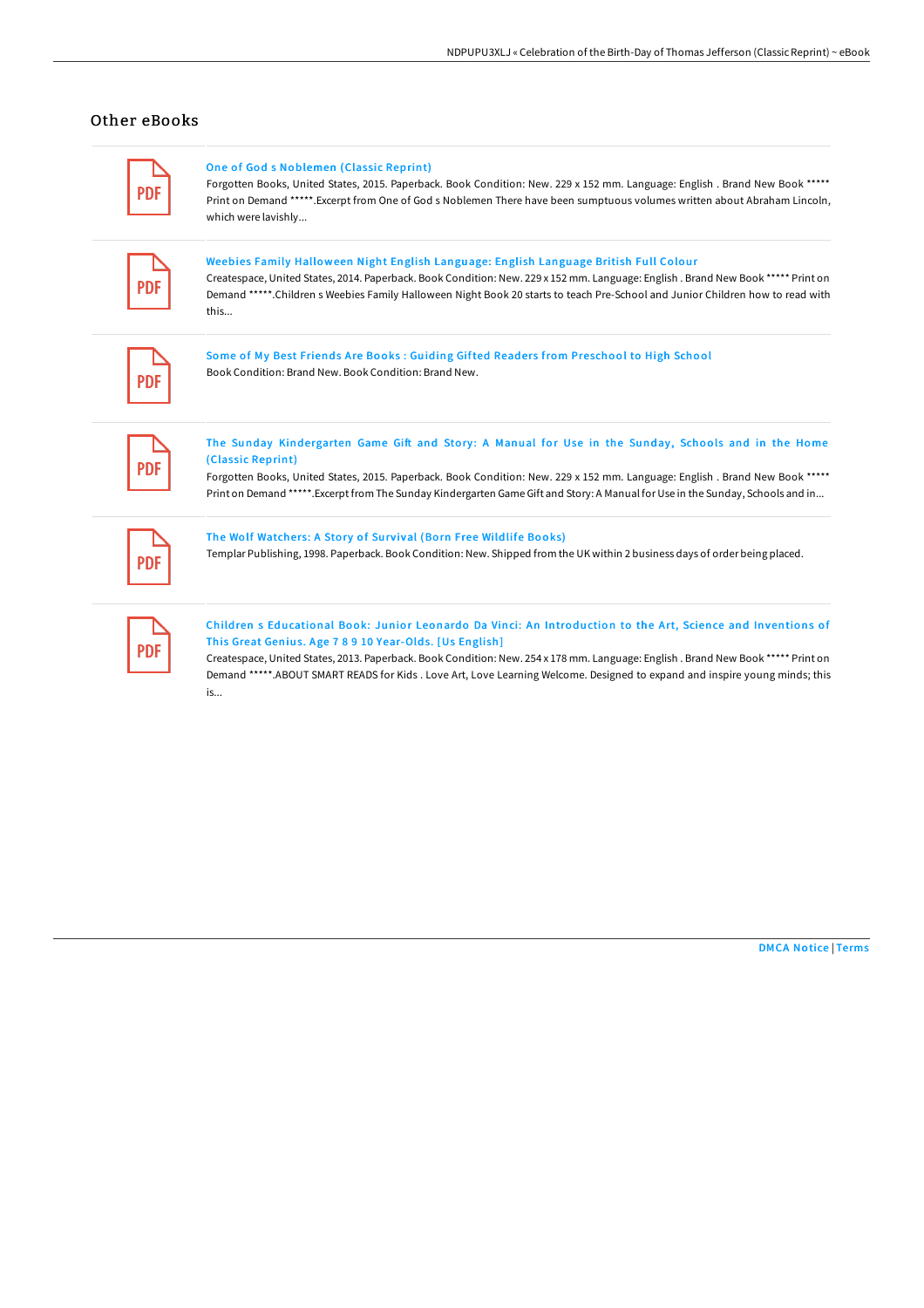## Other eBooks

PDF

**One of God s Noblemen (Classic Reprint)**

Forgotten Books, United States, 2015. Paperback. Book Condition: New. 229 x 152 mm. Language: English . Brand New Book ***** Print on Demand *****.Excerpt from One of God s Noblemen There have been sumptuous volumes written about Abraham Lincoln, which were lavishly...

PDF

**Weebies Family Halloween Night English Language: English Language British Full Colour**

Createspace, United States, 2014. Paperback. Book Condition: New. 229 x 152 mm. Language: English . Brand New Book ***** Print on Demand *****.Children s Weebies Family Halloween Night Book 20 starts to teach Pre-School and Junior Children how to read with this...

PDF

**Some of My Best Friends Are Books : Guiding Gifted Readers from Preschool to High School**

Book Condition: Brand New. Book Condition: Brand New.

PDF

**The Sunday Kindergarten Game Gift and Story: A Manual for Use in the Sunday, Schools and in the Home (Classic Reprint)**

Forgotten Books, United States, 2015. Paperback. Book Condition: New. 229 x 152 mm. Language: English . Brand New Book ***** Print on Demand *****.Excerpt from The Sunday Kindergarten Game Gift and Story: A Manual for Use in the Sunday, Schools and in...

PDF

**The Wolf Watchers: A Story of Survival (Born Free Wildlife Books)**

Templar Publishing, 1998. Paperback. Book Condition: New. Shipped from the UK within 2 business days of order being placed.

PDF

**Children s Educational Book: Junior Leonardo Da Vinci: An Introduction to the Art, Science and Inventions of This Great Genius. Age 7 8 9 10 Year-Olds. [Us English]**

Createspace, United States, 2013. Paperback. Book Condition: New. 254 x 178 mm. Language: English . Brand New Book ***** Print on Demand *****.ABOUT SMART READS for Kids . Love Art, Love Learning Welcome. Designed to expand and inspire young minds; this is...

DMCA Notice | Terms